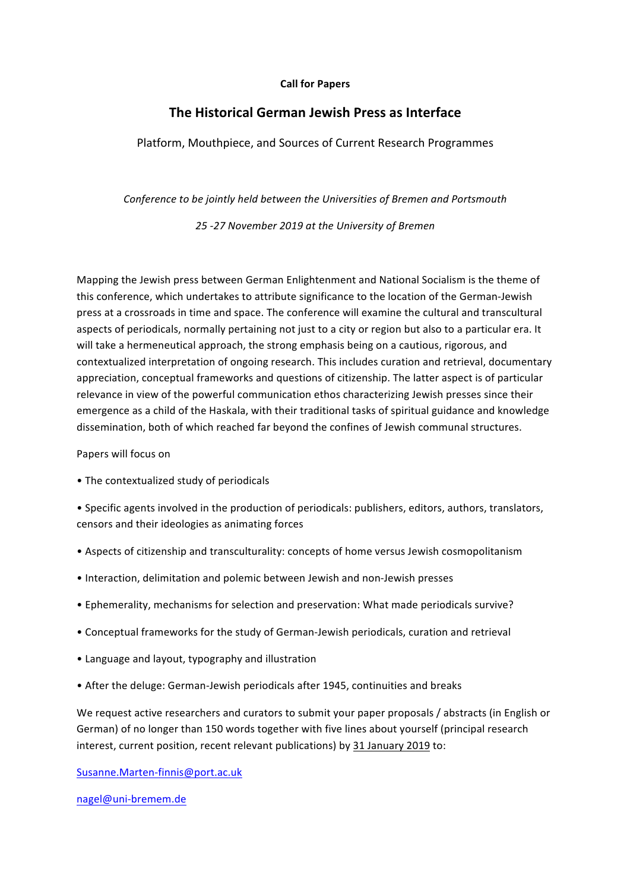**Call for Papers**

# The Historical German Jewish Press as Interface

Platform, Mouthpiece, and Sources of Current Research Programmes

*Conference to be jointly held between the Universities of Bremen and Portsmouth*

*25 -27 November 2019 at the University of Bremen*

Mapping the Jewish press between German Enlightenment and National Socialism is the theme of this conference, which undertakes to attribute significance to the location of the German-Jewish press at a crossroads in time and space. The conference will examine the cultural and transcultural aspects of periodicals, normally pertaining not just to a city or region but also to a particular era. It will take a hermeneutical approach, the strong emphasis being on a cautious, rigorous, and contextualized interpretation of ongoing research. This includes curation and retrieval, documentary appreciation, conceptual frameworks and questions of citizenship. The latter aspect is of particular relevance in view of the powerful communication ethos characterizing Jewish presses since their emergence as a child of the Haskala, with their traditional tasks of spiritual guidance and knowledge dissemination, both of which reached far beyond the confines of Jewish communal structures.

Papers will focus on

- The contextualized study of periodicals
- Specific agents involved in the production of periodicals: publishers, editors, authors, translators, censors and their ideologies as animating forces
- Aspects of citizenship and transculturality: concepts of home versus Jewish cosmopolitanism
- Interaction, delimitation and polemic between Jewish and non-Jewish presses
- Ephemerality, mechanisms for selection and preservation: What made periodicals survive?
- Conceptual frameworks for the study of German-Jewish periodicals, curation and retrieval
- Language and layout, typography and illustration
- After the deluge: German-Jewish periodicals after 1945, continuities and breaks

We request active researchers and curators to submit your paper proposals / abstracts (in English or German) of no longer than 150 words together with five lines about yourself (principal research interest, current position, recent relevant publications) by 31 January 2019 to:

Susanne.Marten-finnis@port.ac.uk

nagel@uni-bremem.de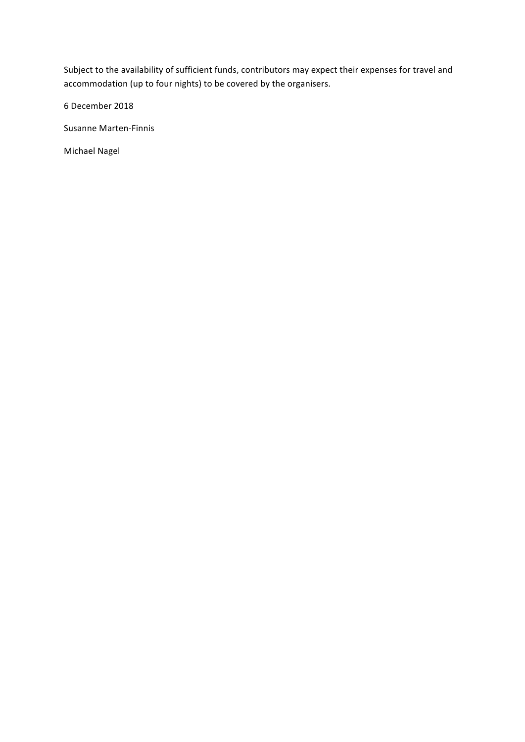Subject to the availability of sufficient funds, contributors may expect their expenses for travel and accommodation (up to four nights) to be covered by the organisers.

6 December 2018

Susanne Marten-Finnis

Michael Nagel